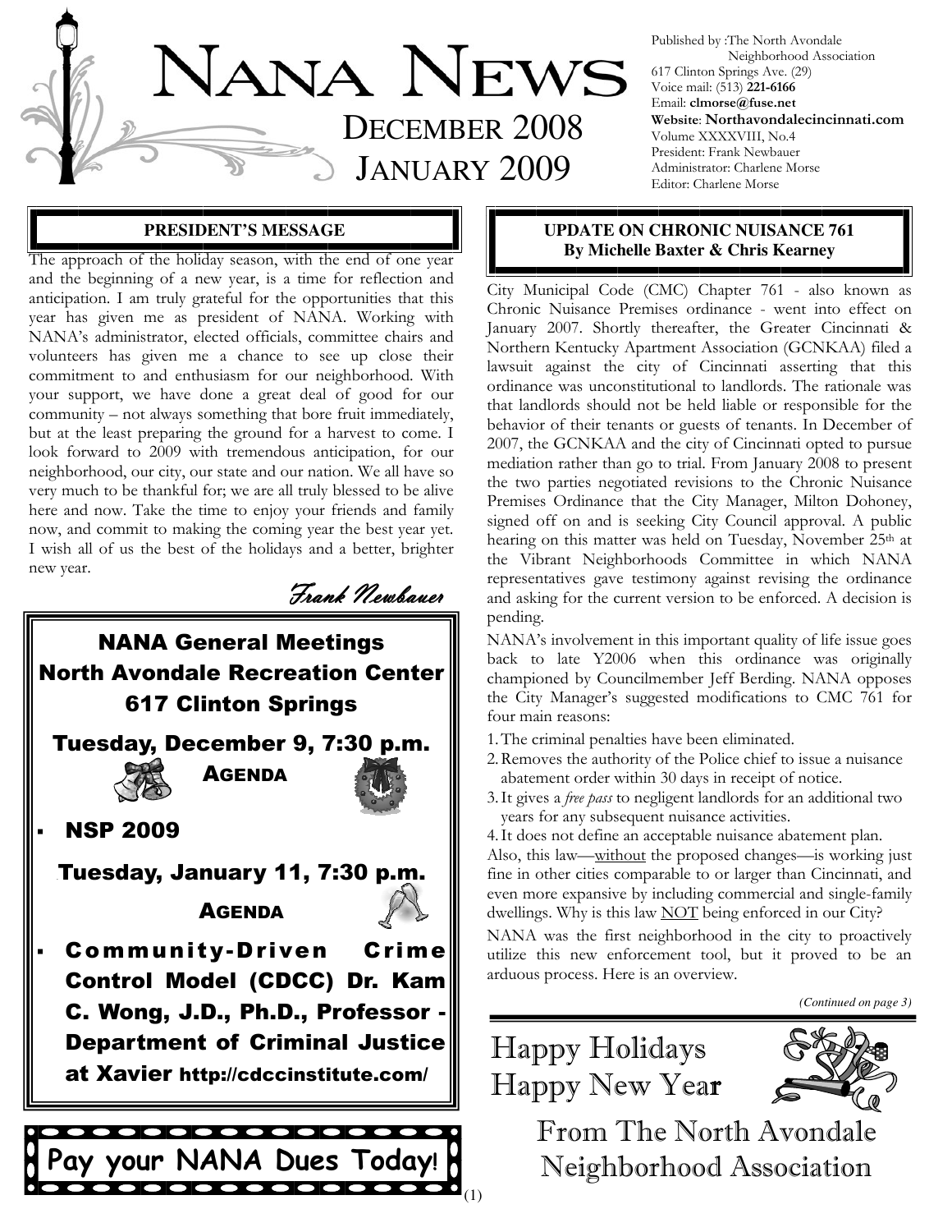# NANA NEWS

## DECEMBER 2008
## JANUARY 2009

Published by :The North Avondale Neighborhood Association
617 Clinton Springs Ave. (29)
Voice mail: (513) **221-6166**
Email: **clmorse@fuse.net**
**Website**: **Northavondalecincinnati.com**
Volume XXXXVIII, No.4
President: Frank Newbauer
Administrator: Charlene Morse
Editor: Charlene Morse

### PRESIDENT'S MESSAGE

The approach of the holiday season, with the end of one year and the beginning of a new year, is a time for reflection and anticipation. I am truly grateful for the opportunities that this year has given me as president of NANA. Working with NANA's administrator, elected officials, committee chairs and volunteers has given me a chance to see up close their commitment to and enthusiasm for our neighborhood. With your support, we have done a great deal of good for our community – not always something that bore fruit immediately, but at the least preparing the ground for a harvest to come. I look forward to 2009 with tremendous anticipation, for our neighborhood, our city, our state and our nation. We all have so very much to be thankful for; we are all truly blessed to be alive here and now. Take the time to enjoy your friends and family now, and commit to making the coming year the best year yet. I wish all of us the best of the holidays and a better, brighter new year.

*Frank Newbauer*

### NANA General Meetings
### North Avondale Recreation Center
### 617 Clinton Springs

**Tuesday, December 9, 7:30 p.m.**

**AGENDA**

- **NSP 2009**

**Tuesday, January 11, 7:30 p.m.**

**AGENDA**

- **Community-Driven Crime Control Model (CDCC) Dr. Kam C. Wong, J.D., Ph.D., Professor - Department of Criminal Justice at Xavier http://cdccinstitute.com/**

**Pay your NANA Dues Today!**

### UPDATE ON CHRONIC NUISANCE 761
**By Michelle Baxter & Chris Kearney**

City Municipal Code (CMC) Chapter 761 - also known as Chronic Nuisance Premises ordinance - went into effect on January 2007. Shortly thereafter, the Greater Cincinnati & Northern Kentucky Apartment Association (GCNKAA) filed a lawsuit against the city of Cincinnati asserting that this ordinance was unconstitutional to landlords. The rationale was that landlords should not be held liable or responsible for the behavior of their tenants or guests of tenants. In December of 2007, the GCNKAA and the city of Cincinnati opted to pursue mediation rather than go to trial. From January 2008 to present the two parties negotiated revisions to the Chronic Nuisance Premises Ordinance that the City Manager, Milton Dohoney, signed off on and is seeking City Council approval. A public hearing on this matter was held on Tuesday, November 25th at the Vibrant Neighborhoods Committee in which NANA representatives gave testimony against revising the ordinance and asking for the current version to be enforced. A decision is pending.

NANA's involvement in this important quality of life issue goes back to late Y2006 when this ordinance was originally championed by Councilmember Jeff Berding. NANA opposes the City Manager's suggested modifications to CMC 761 for four main reasons:

1. The criminal penalties have been eliminated.
2. Removes the authority of the Police chief to issue a nuisance abatement order within 30 days in receipt of notice.
3. It gives a *free pass* to negligent landlords for an additional two years for any subsequent nuisance activities.
4. It does not define an acceptable nuisance abatement plan.

Also, this law—<u>without</u> the proposed changes—is working just fine in other cities comparable to or larger than Cincinnati, and even more expansive by including commercial and single-family dwellings. Why is this law <u>NOT</u> being enforced in our City?

NANA was the first neighborhood in the city to proactively utilize this new enforcement tool, but it proved to be an arduous process. Here is an overview.

*(Continued on page 3)*

Happy Holidays
Happy New Year

From The North Avondale Neighborhood Association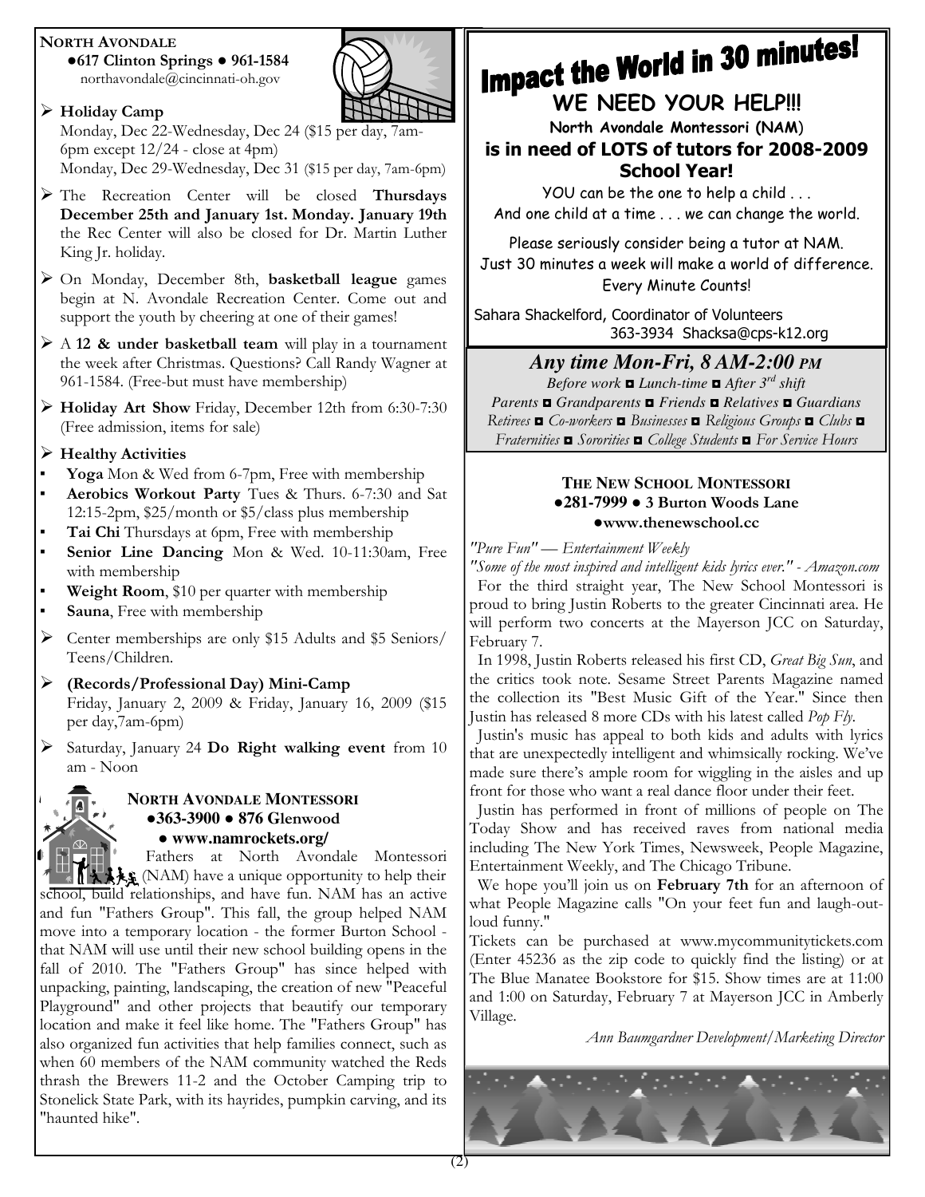## NORTH AVONDALE

**●617 Clinton Springs ● 961-1584**
northavondale@cincinnati-oh.gov

- **Holiday Camp**
  Monday, Dec 22-Wednesday, Dec 24 ($15 per day, 7am-6pm except 12/24 - close at 4pm)
  Monday, Dec 29-Wednesday, Dec 31 ($15 per day, 7am-6pm)
- The Recreation Center will be closed **Thursdays December 25th and January 1st. Monday. January 19th** the Rec Center will also be closed for Dr. Martin Luther King Jr. holiday.
- On Monday, December 8th, **basketball league** games begin at N. Avondale Recreation Center. Come out and support the youth by cheering at one of their games!
- A **12 & under basketball team** will play in a tournament the week after Christmas. Questions? Call Randy Wagner at 961-1584. (Free-but must have membership)
- **Holiday Art Show** Friday, December 12th from 6:30-7:30 (Free admission, items for sale)
- **Healthy Activities**
  - **Yoga** Mon & Wed from 6-7pm, Free with membership
  - **Aerobics Workout Party** Tues & Thurs. 6-7:30 and Sat 12:15-2pm, $25/month or $5/class plus membership
  - **Tai Chi** Thursdays at 6pm, Free with membership
  - **Senior Line Dancing** Mon & Wed. 10-11:30am, Free with membership
  - **Weight Room**, $10 per quarter with membership
  - **Sauna**, Free with membership
- Center memberships are only $15 Adults and $5 Seniors/ Teens/Children.
- **(Records/Professional Day) Mini-Camp**
  Friday, January 2, 2009 & Friday, January 16, 2009 ($15 per day,7am-6pm)
- Saturday, January 24 **Do Right walking event** from 10 am - Noon

## NORTH AVONDALE MONTESSORI

**●363-3900 ● 876 Glenwood**
**● www.namrockets.org/**

Fathers at North Avondale Montessori (NAM) have a unique opportunity to help their school, build relationships, and have fun. NAM has an active and fun "Fathers Group". This fall, the group helped NAM move into a temporary location - the former Burton School - that NAM will use until their new school building opens in the fall of 2010. The "Fathers Group" has since helped with unpacking, painting, landscaping, the creation of new "Peaceful Playground" and other projects that beautify our temporary location and make it feel like home. The "Fathers Group" has also organized fun activities that help families connect, such as when 60 members of the NAM community watched the Reds thrash the Brewers 11-2 and the October Camping trip to Stonelick State Park, with its hayrides, pumpkin carving, and its "haunted hike".

# Impact the World in 30 minutes!

## WE NEED YOUR HELP!!!

**North Avondale Montessori (NAM)**
**is in need of LOTS of tutors for 2008-2009 School Year!**

YOU can be the one to help a child . . .
And one child at a time . . . we can change the world.

Please seriously consider being a tutor at NAM.
Just 30 minutes a week will make a world of difference.
Every Minute Counts!

Sahara Shackelford, Coordinator of Volunteers
363-3934 Shacksa@cps-k12.org

***Any time Mon-Fri, 8 AM-2:00 PM***

*Before work ◘ Lunch-time ◘ After 3rd shift*
*Parents ◘ Grandparents ◘ Friends ◘ Relatives ◘ Guardians Retirees ◘ Co-workers ◘ Businesses ◘ Religious Groups ◘ Clubs ◘ Fraternities ◘ Sororities ◘ College Students ◘ For Service Hours*

## THE NEW SCHOOL MONTESSORI

**●281-7999 ● 3 Burton Woods Lane**
**●www.thenewschool.cc**

*"Pure Fun" — Entertainment Weekly*
*"Some of the most inspired and intelligent kids lyrics ever." - Amazon.com*

For the third straight year, The New School Montessori is proud to bring Justin Roberts to the greater Cincinnati area. He will perform two concerts at the Mayerson JCC on Saturday, February 7.

In 1998, Justin Roberts released his first CD, *Great Big Sun*, and the critics took note. Sesame Street Parents Magazine named the collection its "Best Music Gift of the Year." Since then Justin has released 8 more CDs with his latest called *Pop Fly*.

Justin's music has appeal to both kids and adults with lyrics that are unexpectedly intelligent and whimsically rocking. We've made sure there's ample room for wiggling in the aisles and up front for those who want a real dance floor under their feet.

Justin has performed in front of millions of people on The Today Show and has received raves from national media including The New York Times, Newsweek, People Magazine, Entertainment Weekly, and The Chicago Tribune.

We hope you'll join us on **February 7th** for an afternoon of what People Magazine calls "On your feet fun and laugh-out-loud funny."

Tickets can be purchased at www.mycommunitytickets.com (Enter 45236 as the zip code to quickly find the listing) or at The Blue Manatee Bookstore for $15. Show times are at 11:00 and 1:00 on Saturday, February 7 at Mayerson JCC in Amberly Village.

*Ann Baumgardner Development/Marketing Director*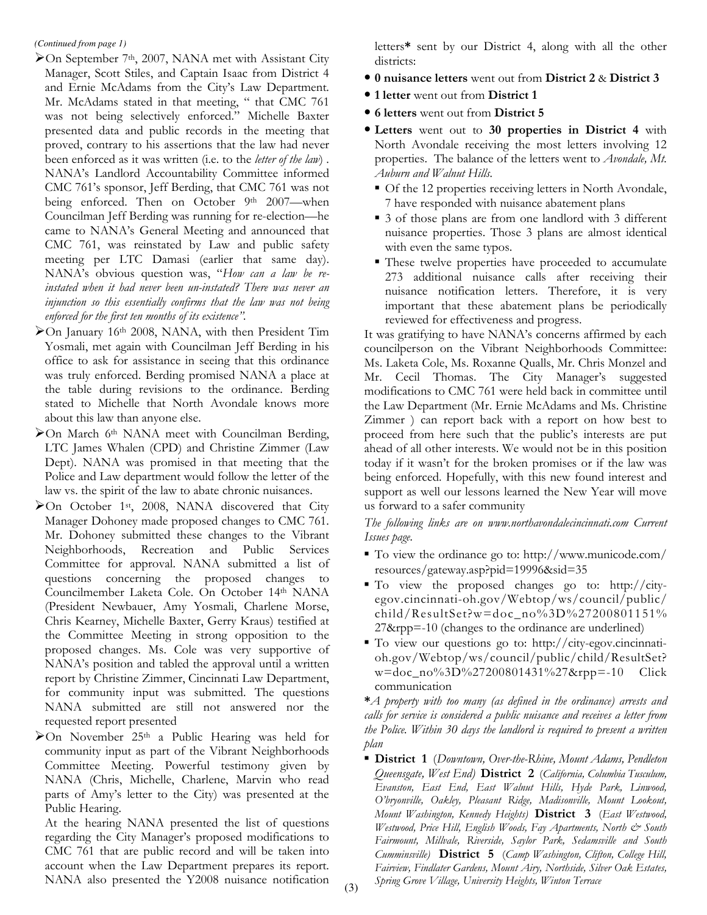*(Continued from page 1)*

- On September 7th, 2007, NANA met with Assistant City Manager, Scott Stiles, and Captain Isaac from District 4 and Ernie McAdams from the City's Law Department. Mr. McAdams stated in that meeting, " that CMC 761 was not being selectively enforced." Michelle Baxter presented data and public records in the meeting that proved, contrary to his assertions that the law had never been enforced as it was written (i.e. to the *letter of the law*) . NANA's Landlord Accountability Committee informed CMC 761's sponsor, Jeff Berding, that CMC 761 was not being enforced. Then on October 9th 2007—when Councilman Jeff Berding was running for re-election—he came to NANA's General Meeting and announced that CMC 761, was reinstated by Law and public safety meeting per LTC Damasi (earlier that same day). NANA's obvious question was, "*How can a law be re-instated when it had never been un-instated? There was never an injunction so this essentially confirms that the law was not being enforced for the first ten months of its existence".*
- On January 16th 2008, NANA, with then President Tim Yosmali, met again with Councilman Jeff Berding in his office to ask for assistance in seeing that this ordinance was truly enforced. Berding promised NANA a place at the table during revisions to the ordinance. Berding stated to Michelle that North Avondale knows more about this law than anyone else.
- On March 6th NANA meet with Councilman Berding, LTC James Whalen (CPD) and Christine Zimmer (Law Dept). NANA was promised in that meeting that the Police and Law department would follow the letter of the law vs. the spirit of the law to abate chronic nuisances.
- On October 1st, 2008, NANA discovered that City Manager Dohoney made proposed changes to CMC 761. Mr. Dohoney submitted these changes to the Vibrant Neighborhoods, Recreation and Public Services Committee for approval. NANA submitted a list of questions concerning the proposed changes to Councilmember Laketa Cole. On October 14th NANA (President Newbauer, Amy Yosmali, Charlene Morse, Chris Kearney, Michelle Baxter, Gerry Kraus) testified at the Committee Meeting in strong opposition to the proposed changes. Ms. Cole was very supportive of NANA's position and tabled the approval until a written report by Christine Zimmer, Cincinnati Law Department, for community input was submitted. The questions NANA submitted are still not answered nor the requested report presented
- On November 25th a Public Hearing was held for community input as part of the Vibrant Neighborhoods Committee Meeting. Powerful testimony given by NANA (Chris, Michelle, Charlene, Marvin who read parts of Amy's letter to the City) was presented at the Public Hearing.

  At the hearing NANA presented the list of questions regarding the City Manager's proposed modifications to CMC 761 that are public record and will be taken into account when the Law Department prepares its report. NANA also presented the Y2008 nuisance notification letters* sent by our District 4, along with all the other districts:

- **0 nuisance letters** went out from **District 2** & **District 3**
- **1 letter** went out from **District 1**
- **6 letters** went out from **District 5**
- **Letters** went out to **30 properties in District 4** with North Avondale receiving the most letters involving 12 properties. The balance of the letters went to *Avondale, Mt. Auburn and Walnut Hills*.
  - Of the 12 properties receiving letters in North Avondale, 7 have responded with nuisance abatement plans
  - 3 of those plans are from one landlord with 3 different nuisance properties. Those 3 plans are almost identical with even the same typos.
  - These twelve properties have proceeded to accumulate 273 additional nuisance calls after receiving their nuisance notification letters. Therefore, it is very important that these abatement plans be periodically reviewed for effectiveness and progress.

It was gratifying to have NANA's concerns affirmed by each councilperson on the Vibrant Neighborhoods Committee: Ms. Laketa Cole, Ms. Roxanne Qualls, Mr. Chris Monzel and Mr. Cecil Thomas. The City Manager's suggested modifications to CMC 761 were held back in committee until the Law Department (Mr. Ernie McAdams and Ms. Christine Zimmer ) can report back with a report on how best to proceed from here such that the public's interests are put ahead of all other interests. We would not be in this position today if it wasn't for the broken promises or if the law was being enforced. Hopefully, with this new found interest and support as well our lessons learned the New Year will move us forward to a safer community

*The following links are on www.northavondalecincinnati.com Current Issues page.*

- To view the ordinance go to: http://www.municode.com/resources/gateway.asp?pid=19996&sid=35
- To view the proposed changes go to: http://city-egov.cincinnati-oh.gov/Webtop/ws/council/public/child/ResultSet?w=doc_no%3D%27200801151%27&rpp=-10 (changes to the ordinance are underlined)
- To view our questions go to: http://city-egov.cincinnati-oh.gov/Webtop/ws/council/public/child/ResultSet?w=doc_no%3D%27200801431%27&rpp=-10 Click communication

**\***A property with too many (as defined in the ordinance) arrests and calls for service is considered a public nuisance and receives a letter from the Police. Within 30 days the landlord is required to present a written plan*

- **District 1** (*Downtown, Over-the-Rhine, Mount Adams, Pendleton Queensgate, West End*) **District 2** (*California, Columbia Tusculum, Evanston, East End, East Walnut Hills, Hyde Park, Linwood, O'bryonville, Oakley, Pleasant Ridge, Madisonville, Mount Lookout, Mount Washington, Kennedy Heights*) **District 3** (*East Westwood, Westwood, Price Hill, English Woods, Fay Apartments, North & South Fairmount, Millvale, Riverside, Saylor Park, Sedamsville and South Cumminsville*) **District 5** (*Camp Washington, Clifton, College Hill, Fairview, Findlater Gardens, Mount Airy, Northside, Silver Oak Estates, Spring Grove Village, University Heights, Winton Terrace*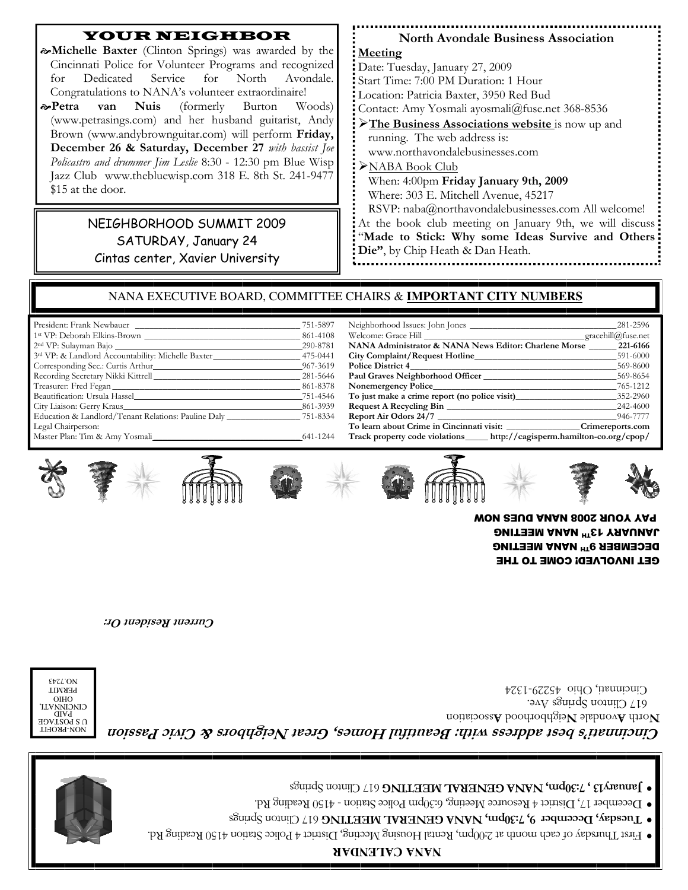## YOUR NEIGHBOR

- **Michelle Baxter** (Clinton Springs) was awarded by the Cincinnati Police for Volunteer Programs and recognized for Dedicated Service for North Avondale. Congratulations to NANA's volunteer extraordinaire!
- **Petra van Nuis** (formerly Burton Woods) (www.petrasings.com) and her husband guitarist, Andy Brown (www.andybrownguitar.com) will perform **Friday, December 26 & Saturday, December 27** *with bassist Joe Policastro and drummer Jim Leslie* 8:30 - 12:30 pm Blue Wisp Jazz Club www.thebluewisp.com 318 E. 8th St. 241-9477 $15 at the door.

NEIGHBORHOOD SUMMIT 2009
SATURDAY, January 24
Cintas center, Xavier University

### North Avondale Business Association

**Meeting**

Date: Tuesday, January 27, 2009
Start Time: 7:00 PM Duration: 1 Hour
Location: Patricia Baxter, 3950 Red Bud
Contact: Amy Yosmali ayosmali@fuse.net 368-8536

- **The Business Associations website** is now up and running. The web address is: www.northavondalebusinesses.com
- NABA Book Club
  When: 4:00pm **Friday January 9th, 2009**
  Where: 303 E. Mitchell Avenue, 45217
  RSVP: naba@northavondalebusinesses.com All welcome!

At the book club meeting on January 9th, we will discuss "**Made to Stick: Why some Ideas Survive and Others Die"**, by Chip Heath & Dan Heath.

## NANA EXECUTIVE BOARD, COMMITTEE CHAIRS & IMPORTANT CITY NUMBERS

| | |
|---|---|
| President: Frank Newbauer | 751-5897 |
| 1st VP: Deborah Elkins-Brown | 861-4108 |
| 2nd VP: Sulayman Bajo | 290-8781 |
| 3rd VP: & Landlord Accountability: Michelle Baxter | 475-0441 |
| Corresponding Sec.: Curtis Arthur | 967-3619 |
| Recording Secretary Nikki Kittrell | 281-5646 |
| Treasurer: Fred Fegan | 861-8378 |
| Beautification: Ursula Hassel | 751-4546 |
| City Liaison: Gerry Kraus | 861-3939 |
| Education & Landlord/Tenant Relations: Pauline Daly | 751-8334 |
| Legal Chairperson: | |
| Master Plan: Tim & Amy Yosmali | 641-1244 |

| | |
|---|---|
| Neighborhood Issues: John Jones | 281-2596 |
| Welcome: Grace Hill | gracehill@fuse.net |
| **NANA Administrator & NANA News Editor: Charlene Morse** | **221-6166** |
| **City Complaint/Request Hotline** | 591-6000 |
| **Police District 4** | 569-8600 |
| **Paul Graves Neighborhood Officer** | 569-8654 |
| **Nonemergency Police** | 765-1212 |
| **To just make a crime report (no police visit)** | 352-2960 |
| **Request A Recycling Bin** | 242-4600 |
| **Report Air Odors 24/7** | 946-7777 |
| **To learn about Crime in Cincinnati visit:** | **Crimereports.com** |
| **Track property code violations** | **http://cagisperm.hamilton-co.org/cpop/** |

**GET INVOLVED! COME TO THE**
**DECEMBER 9TH NANA MEETING**
**JANUARY 13TH NANA MEETING**
**PAY YOUR 2008 NANA DUES NOW**

*Current Resident Or:*

***Cincinnati's best address with: Beautiful Homes, Great Neighbors & Civic Passion***

North Avondale Neighborhood Association
617 Clinton Springs Ave.
Cincinnati, Ohio 45229-1324

NON-PROFIT
U S POSTAGE
PAID
CINCINNATI,
OHIO
PERMIT
NO.7243

### NANA CALENDAR

- First Thursday of each month at 2:00pm, Rental Housing Meeting, District 4 Police Station 4150 Reading Rd.
- **Tuesday, December 9, 7:30pm, NANA GENERAL MEETING** 617 Clinton Springs
- December 17, District 4 Resource Meeting, 6:30pm Police Station - 4150 Reading Rd.
- **January13 , 7:30pm, NANA GENERAL MEETING** 617 Clinton Springs